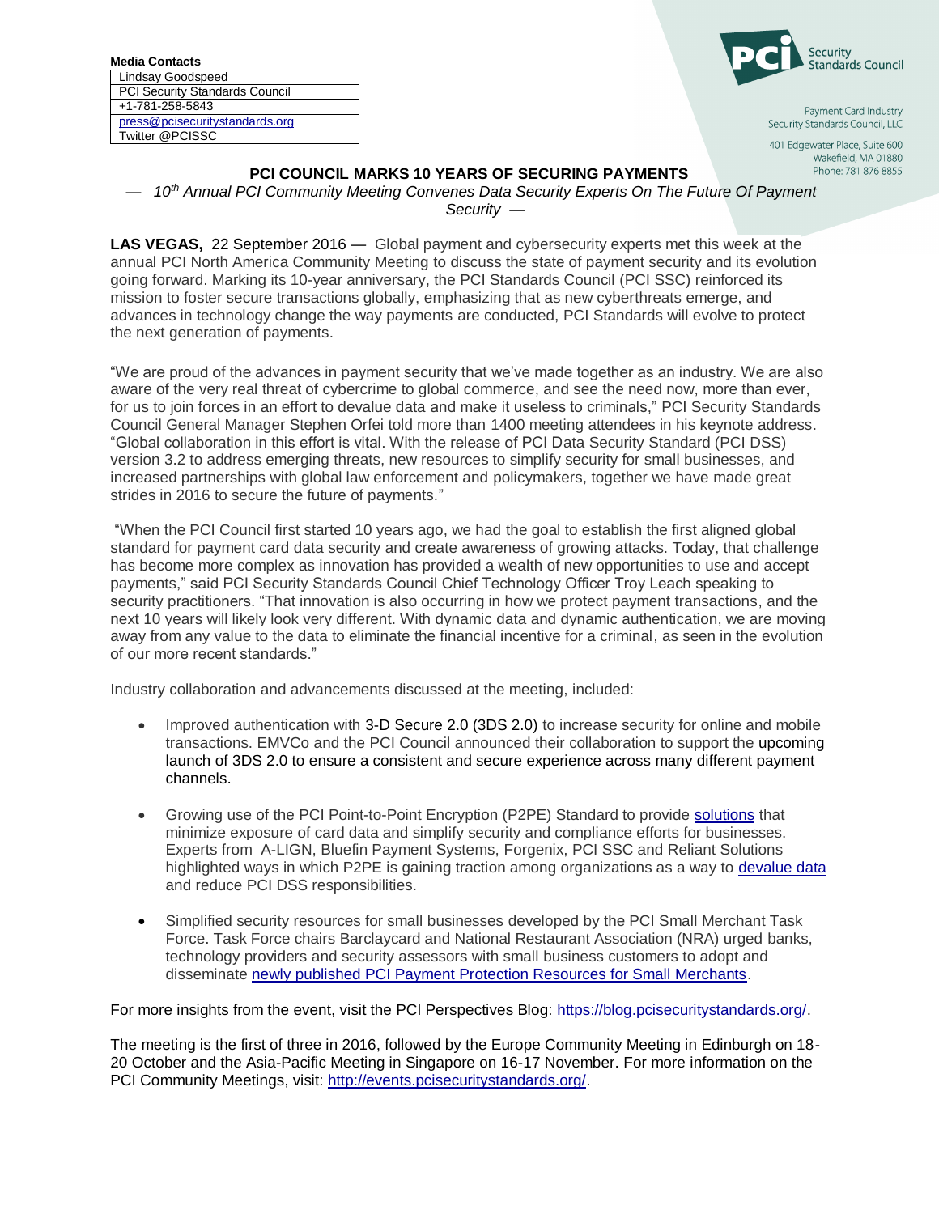**Media Contacts**

| Lindsay Goodspeed |
| --- |
| PCI Security Standards Council |
| +1-781-258-5843 |
| press@pcisecuritystandards.org |
| Twitter @PCISSC |

Payment Card Industry
Security Standards Council, LLC

401 Edgewater Place, Suite 600
Wakefield, MA 01880
Phone: 781 876 8855

# PCI COUNCIL MARKS 10 YEARS OF SECURING PAYMENTS

*— 10th Annual PCI Community Meeting Convenes Data Security Experts On The Future Of Payment Security —*

**LAS VEGAS,** 22 September 2016 — Global payment and cybersecurity experts met this week at the annual PCI North America Community Meeting to discuss the state of payment security and its evolution going forward. Marking its 10-year anniversary, the PCI Standards Council (PCI SSC) reinforced its mission to foster secure transactions globally, emphasizing that as new cyberthreats emerge, and advances in technology change the way payments are conducted, PCI Standards will evolve to protect the next generation of payments.

"We are proud of the advances in payment security that we've made together as an industry. We are also aware of the very real threat of cybercrime to global commerce, and see the need now, more than ever, for us to join forces in an effort to devalue data and make it useless to criminals," PCI Security Standards Council General Manager Stephen Orfei told more than 1400 meeting attendees in his keynote address. "Global collaboration in this effort is vital. With the release of PCI Data Security Standard (PCI DSS) version 3.2 to address emerging threats, new resources to simplify security for small businesses, and increased partnerships with global law enforcement and policymakers, together we have made great strides in 2016 to secure the future of payments."

"When the PCI Council first started 10 years ago, we had the goal to establish the first aligned global standard for payment card data security and create awareness of growing attacks. Today, that challenge has become more complex as innovation has provided a wealth of new opportunities to use and accept payments," said PCI Security Standards Council Chief Technology Officer Troy Leach speaking to security practitioners. "That innovation is also occurring in how we protect payment transactions, and the next 10 years will likely look very different. With dynamic data and dynamic authentication, we are moving away from any value to the data to eliminate the financial incentive for a criminal, as seen in the evolution of our more recent standards."

Industry collaboration and advancements discussed at the meeting, included:

- Improved authentication with 3-D Secure 2.0 (3DS 2.0) to increase security for online and mobile transactions. EMVCo and the PCI Council announced their collaboration to support the upcoming launch of 3DS 2.0 to ensure a consistent and secure experience across many different payment channels.

- Growing use of the PCI Point-to-Point Encryption (P2PE) Standard to provide solutions that minimize exposure of card data and simplify security and compliance efforts for businesses. Experts from A-LIGN, Bluefin Payment Systems, Forgenix, PCI SSC and Reliant Solutions highlighted ways in which P2PE is gaining traction among organizations as a way to devalue data and reduce PCI DSS responsibilities.

- Simplified security resources for small businesses developed by the PCI Small Merchant Task Force. Task Force chairs Barclaycard and National Restaurant Association (NRA) urged banks, technology providers and security assessors with small business customers to adopt and disseminate newly published PCI Payment Protection Resources for Small Merchants.

For more insights from the event, visit the PCI Perspectives Blog: https://blog.pcisecuritystandards.org/.

The meeting is the first of three in 2016, followed by the Europe Community Meeting in Edinburgh on 18-20 October and the Asia-Pacific Meeting in Singapore on 16-17 November. For more information on the PCI Community Meetings, visit: http://events.pcisecuritystandards.org/.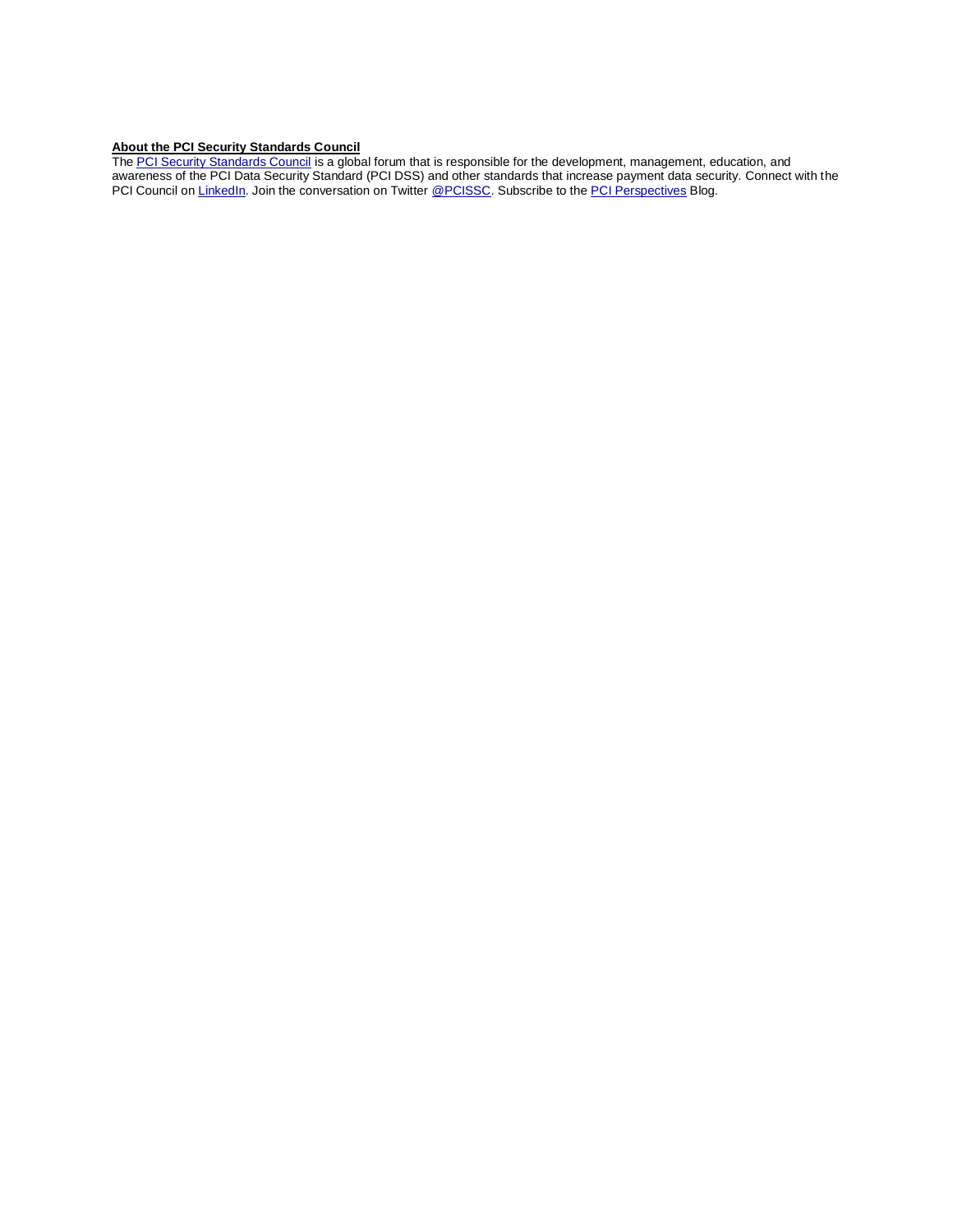**About the PCI Security Standards Council**

The PCI Security Standards Council is a global forum that is responsible for the development, management, education, and awareness of the PCI Data Security Standard (PCI DSS) and other standards that increase payment data security. Connect with the PCI Council on LinkedIn. Join the conversation on Twitter @PCISSC. Subscribe to the PCI Perspectives Blog.